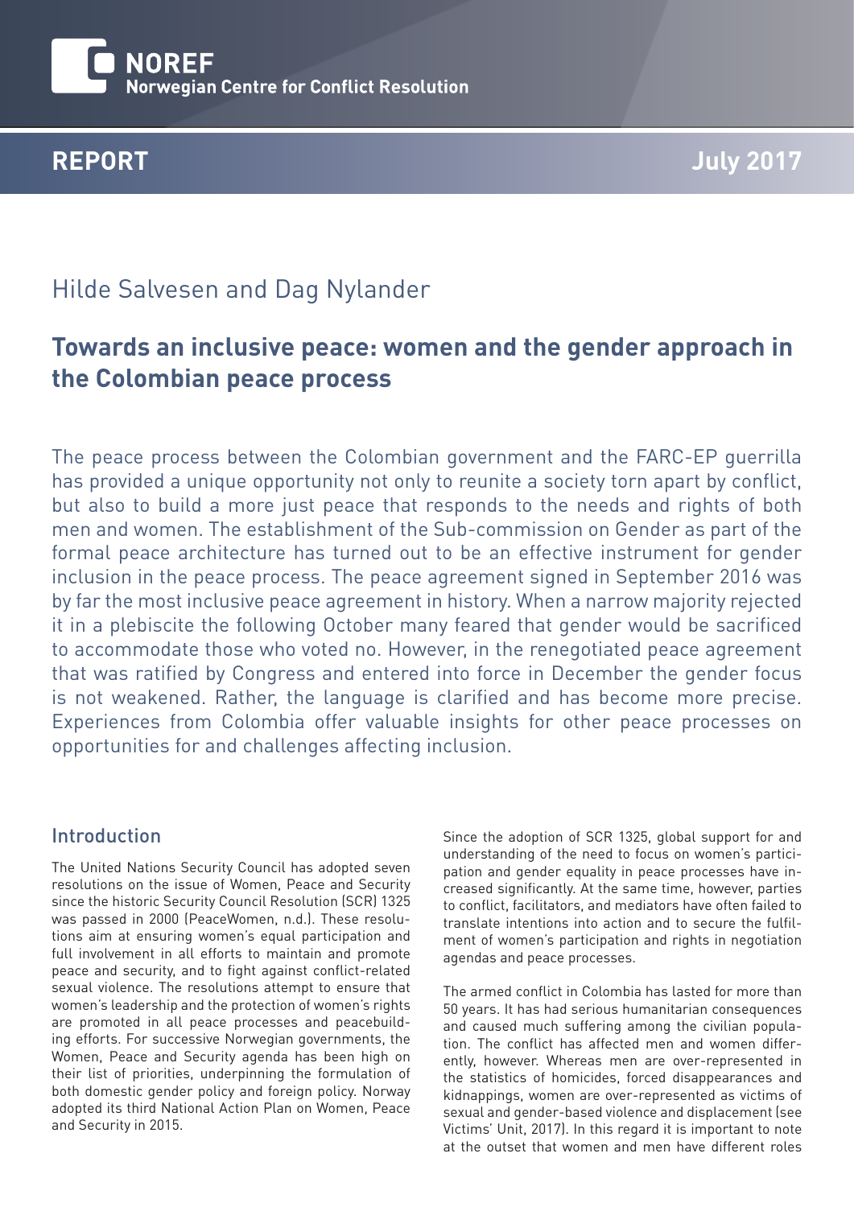NOREF
Norwegian Centre for Conflict Resolution

**REPORT** **July 2017**

Hilde Salvesen and Dag Nylander

# Towards an inclusive peace: women and the gender approach in the Colombian peace process

The peace process between the Colombian government and the FARC-EP guerrilla has provided a unique opportunity not only to reunite a society torn apart by conflict, but also to build a more just peace that responds to the needs and rights of both men and women. The establishment of the Sub-commission on Gender as part of the formal peace architecture has turned out to be an effective instrument for gender inclusion in the peace process. The peace agreement signed in September 2016 was by far the most inclusive peace agreement in history. When a narrow majority rejected it in a plebiscite the following October many feared that gender would be sacrificed to accommodate those who voted no. However, in the renegotiated peace agreement that was ratified by Congress and entered into force in December the gender focus is not weakened. Rather, the language is clarified and has become more precise. Experiences from Colombia offer valuable insights for other peace processes on opportunities for and challenges affecting inclusion.

## Introduction

The United Nations Security Council has adopted seven resolutions on the issue of Women, Peace and Security since the historic Security Council Resolution (SCR) 1325 was passed in 2000 (PeaceWomen, n.d.). These resolutions aim at ensuring women's equal participation and full involvement in all efforts to maintain and promote peace and security, and to fight against conflict-related sexual violence. The resolutions attempt to ensure that women's leadership and the protection of women's rights are promoted in all peace processes and peacebuilding efforts. For successive Norwegian governments, the Women, Peace and Security agenda has been high on their list of priorities, underpinning the formulation of both domestic gender policy and foreign policy. Norway adopted its third National Action Plan on Women, Peace and Security in 2015.

Since the adoption of SCR 1325, global support for and understanding of the need to focus on women's participation and gender equality in peace processes have increased significantly. At the same time, however, parties to conflict, facilitators, and mediators have often failed to translate intentions into action and to secure the fulfilment of women's participation and rights in negotiation agendas and peace processes.

The armed conflict in Colombia has lasted for more than 50 years. It has had serious humanitarian consequences and caused much suffering among the civilian population. The conflict has affected men and women differently, however. Whereas men are over-represented in the statistics of homicides, forced disappearances and kidnappings, women are over-represented as victims of sexual and gender-based violence and displacement (see Victims' Unit, 2017). In this regard it is important to note at the outset that women and men have different roles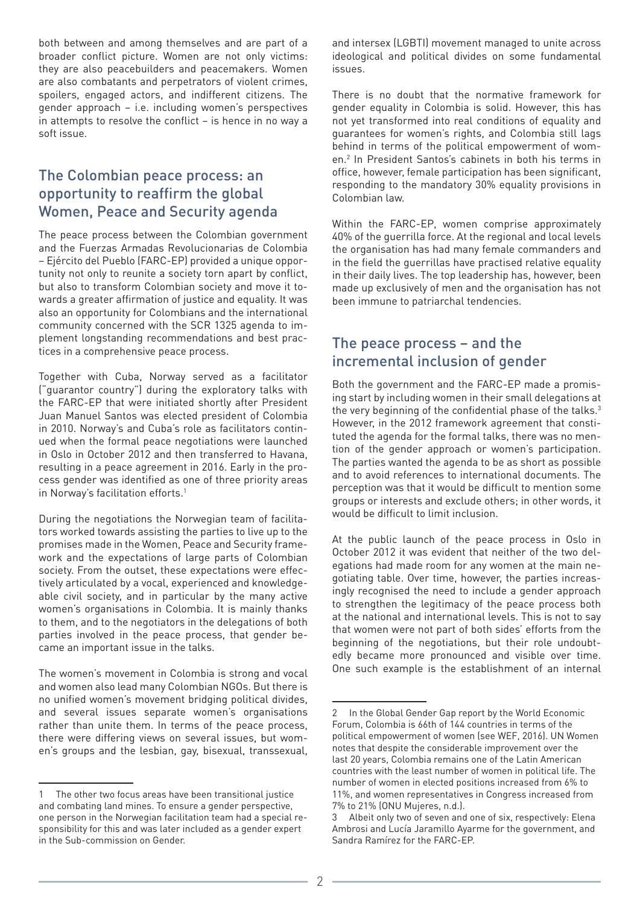both between and among themselves and are part of a broader conflict picture. Women are not only victims: they are also peacebuilders and peacemakers. Women are also combatants and perpetrators of violent crimes, spoilers, engaged actors, and indifferent citizens. The gender approach – i.e. including women's perspectives in attempts to resolve the conflict – is hence in no way a soft issue.

## The Colombian peace process: an opportunity to reaffirm the global Women, Peace and Security agenda

The peace process between the Colombian government and the Fuerzas Armadas Revolucionarias de Colombia – Ejército del Pueblo (FARC-EP) provided a unique opportunity not only to reunite a society torn apart by conflict, but also to transform Colombian society and move it towards a greater affirmation of justice and equality. It was also an opportunity for Colombians and the international community concerned with the SCR 1325 agenda to implement longstanding recommendations and best practices in a comprehensive peace process.

Together with Cuba, Norway served as a facilitator ("guarantor country") during the exploratory talks with the FARC-EP that were initiated shortly after President Juan Manuel Santos was elected president of Colombia in 2010. Norway's and Cuba's role as facilitators continued when the formal peace negotiations were launched in Oslo in October 2012 and then transferred to Havana, resulting in a peace agreement in 2016. Early in the process gender was identified as one of three priority areas in Norway's facilitation efforts.[1]

During the negotiations the Norwegian team of facilitators worked towards assisting the parties to live up to the promises made in the Women, Peace and Security framework and the expectations of large parts of Colombian society. From the outset, these expectations were effectively articulated by a vocal, experienced and knowledgeable civil society, and in particular by the many active women's organisations in Colombia. It is mainly thanks to them, and to the negotiators in the delegations of both parties involved in the peace process, that gender became an important issue in the talks.

The women's movement in Colombia is strong and vocal and women also lead many Colombian NGOs. But there is no unified women's movement bridging political divides, and several issues separate women's organisations rather than unite them. In terms of the peace process, there were differing views on several issues, but women's groups and the lesbian, gay, bisexual, transsexual, and intersex (LGBTI) movement managed to unite across ideological and political divides on some fundamental issues.

There is no doubt that the normative framework for gender equality in Colombia is solid. However, this has not yet transformed into real conditions of equality and guarantees for women's rights, and Colombia still lags behind in terms of the political empowerment of women.[2] In President Santos's cabinets in both his terms in office, however, female participation has been significant, responding to the mandatory 30% equality provisions in Colombian law.

Within the FARC-EP, women comprise approximately 40% of the guerrilla force. At the regional and local levels the organisation has had many female commanders and in the field the guerrillas have practised relative equality in their daily lives. The top leadership has, however, been made up exclusively of men and the organisation has not been immune to patriarchal tendencies.

## The peace process – and the incremental inclusion of gender

Both the government and the FARC-EP made a promising start by including women in their small delegations at the very beginning of the confidential phase of the talks.[3] However, in the 2012 framework agreement that constituted the agenda for the formal talks, there was no mention of the gender approach or women's participation. The parties wanted the agenda to be as short as possible and to avoid references to international documents. The perception was that it would be difficult to mention some groups or interests and exclude others; in other words, it would be difficult to limit inclusion.

At the public launch of the peace process in Oslo in October 2012 it was evident that neither of the two delegations had made room for any women at the main negotiating table. Over time, however, the parties increasingly recognised the need to include a gender approach to strengthen the legitimacy of the peace process both at the national and international levels. This is not to say that women were not part of both sides' efforts from the beginning of the negotiations, but their role undoubtedly became more pronounced and visible over time. One such example is the establishment of an internal

---

1 The other two focus areas have been transitional justice and combating land mines. To ensure a gender perspective, one person in the Norwegian facilitation team had a special responsibility for this and was later included as a gender expert in the Sub-commission on Gender.

2 In the Global Gender Gap report by the World Economic Forum, Colombia is 66th of 144 countries in terms of the political empowerment of women (see WEF, 2016). UN Women notes that despite the considerable improvement over the last 20 years, Colombia remains one of the Latin American countries with the least number of women in political life. The number of women in elected positions increased from 6% to 11%, and women representatives in Congress increased from 7% to 21% (ONU Mujeres, n.d.).

3 Albeit only two of seven and one of six, respectively: Elena Ambrosi and Lucía Jaramillo Ayarme for the government, and Sandra Ramírez for the FARC-EP.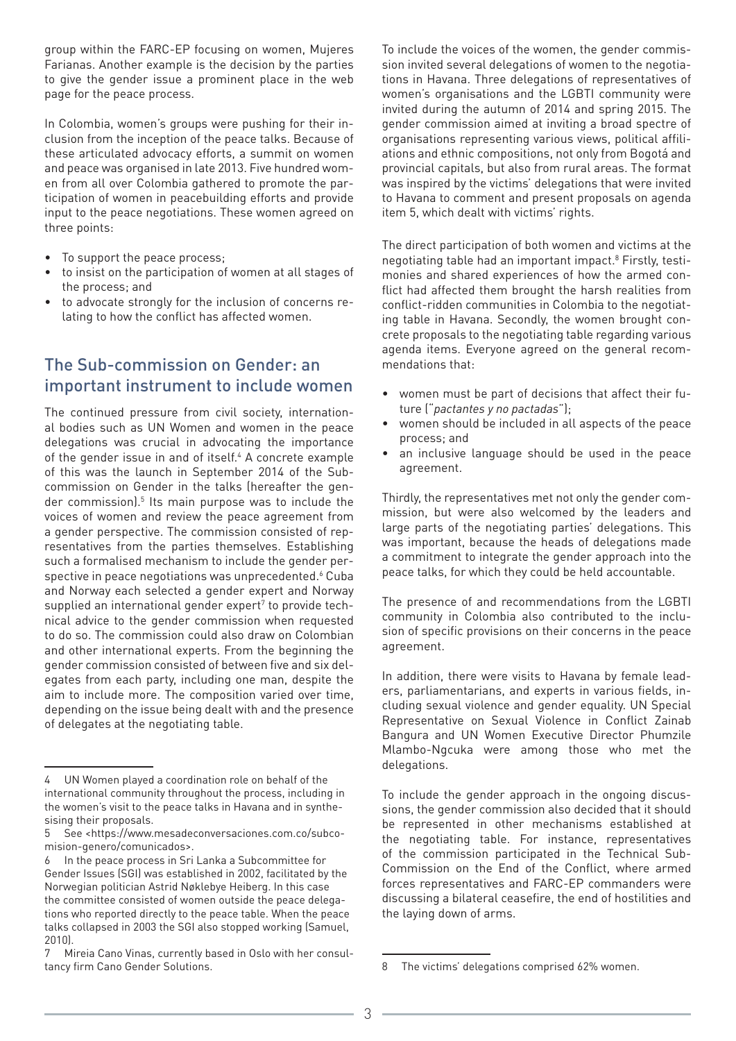group within the FARC-EP focusing on women, Mujeres Farianas. Another example is the decision by the parties to give the gender issue a prominent place in the web page for the peace process.

In Colombia, women's groups were pushing for their inclusion from the inception of the peace talks. Because of these articulated advocacy efforts, a summit on women and peace was organised in late 2013. Five hundred women from all over Colombia gathered to promote the participation of women in peacebuilding efforts and provide input to the peace negotiations. These women agreed on three points:

- To support the peace process;
- to insist on the participation of women at all stages of the process; and
- to advocate strongly for the inclusion of concerns relating to how the conflict has affected women.

## The Sub-commission on Gender: an important instrument to include women

The continued pressure from civil society, international bodies such as UN Women and women in the peace delegations was crucial in advocating the importance of the gender issue in and of itself.[4] A concrete example of this was the launch in September 2014 of the Sub-commission on Gender in the talks (hereafter the gender commission).[5] Its main purpose was to include the voices of women and review the peace agreement from a gender perspective. The commission consisted of representatives from the parties themselves. Establishing such a formalised mechanism to include the gender perspective in peace negotiations was unprecedented.[6] Cuba and Norway each selected a gender expert and Norway supplied an international gender expert[7] to provide technical advice to the gender commission when requested to do so. The commission could also draw on Colombian and other international experts. From the beginning the gender commission consisted of between five and six delegates from each party, including one man, despite the aim to include more. The composition varied over time, depending on the issue being dealt with and the presence of delegates at the negotiating table.

To include the voices of the women, the gender commission invited several delegations of women to the negotiations in Havana. Three delegations of representatives of women's organisations and the LGBTI community were invited during the autumn of 2014 and spring 2015. The gender commission aimed at inviting a broad spectre of organisations representing various views, political affiliations and ethnic compositions, not only from Bogotá and provincial capitals, but also from rural areas. The format was inspired by the victims' delegations that were invited to Havana to comment and present proposals on agenda item 5, which dealt with victims' rights.

The direct participation of both women and victims at the negotiating table had an important impact.[8] Firstly, testimonies and shared experiences of how the armed conflict had affected them brought the harsh realities from conflict-ridden communities in Colombia to the negotiating table in Havana. Secondly, the women brought concrete proposals to the negotiating table regarding various agenda items. Everyone agreed on the general recommendations that:

- women must be part of decisions that affect their future (*"pactantes y no pactadas"*);
- women should be included in all aspects of the peace process; and
- an inclusive language should be used in the peace agreement.

Thirdly, the representatives met not only the gender commission, but were also welcomed by the leaders and large parts of the negotiating parties' delegations. This was important, because the heads of delegations made a commitment to integrate the gender approach into the peace talks, for which they could be held accountable.

The presence of and recommendations from the LGBTI community in Colombia also contributed to the inclusion of specific provisions on their concerns in the peace agreement.

In addition, there were visits to Havana by female leaders, parliamentarians, and experts in various fields, including sexual violence and gender equality. UN Special Representative on Sexual Violence in Conflict Zainab Bangura and UN Women Executive Director Phumzile Mlambo-Ngcuka were among those who met the delegations.

To include the gender approach in the ongoing discussions, the gender commission also decided that it should be represented in other mechanisms established at the negotiating table. For instance, representatives of the commission participated in the Technical Sub-Commission on the End of the Conflict, where armed forces representatives and FARC-EP commanders were discussing a bilateral ceasefire, the end of hostilities and the laying down of arms.

---

4 UN Women played a coordination role on behalf of the international community throughout the process, including in the women's visit to the peace talks in Havana and in synthesising their proposals.

5 See <https://www.mesadeconversaciones.com.co/subcomision-genero/comunicados>.

6 In the peace process in Sri Lanka a Subcommittee for Gender Issues (SGI) was established in 2002, facilitated by the Norwegian politician Astrid Nøklebye Heiberg. In this case the committee consisted of women outside the peace delegations who reported directly to the peace table. When the peace talks collapsed in 2003 the SGI also stopped working (Samuel, 2010).

7 Mireia Cano Vinas, currently based in Oslo with her consultancy firm Cano Gender Solutions.

8 The victims' delegations comprised 62% women.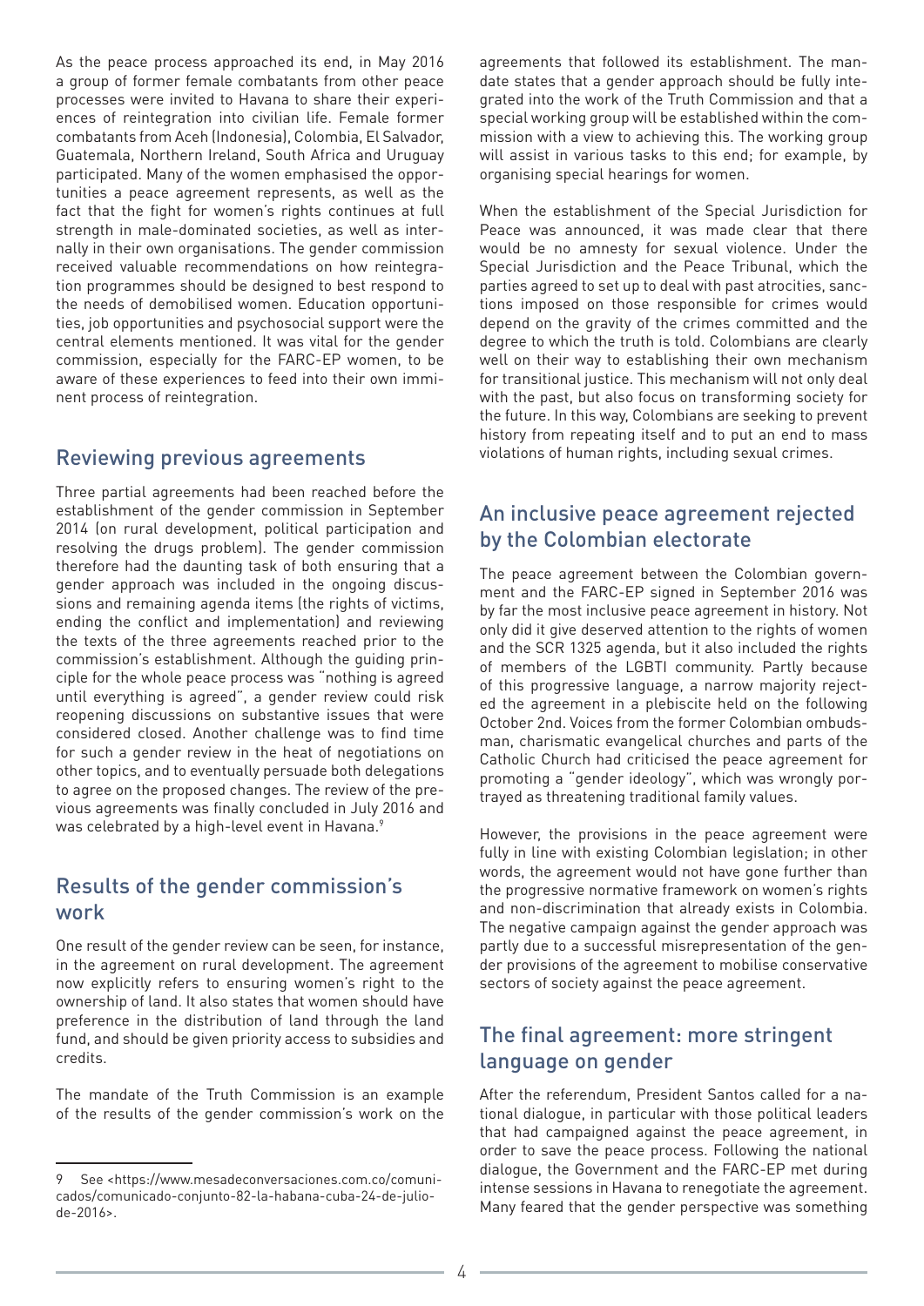As the peace process approached its end, in May 2016 a group of former female combatants from other peace processes were invited to Havana to share their experiences of reintegration into civilian life. Female former combatants from Aceh (Indonesia), Colombia, El Salvador, Guatemala, Northern Ireland, South Africa and Uruguay participated. Many of the women emphasised the opportunities a peace agreement represents, as well as the fact that the fight for women's rights continues at full strength in male-dominated societies, as well as internally in their own organisations. The gender commission received valuable recommendations on how reintegration programmes should be designed to best respond to the needs of demobilised women. Education opportunities, job opportunities and psychosocial support were the central elements mentioned. It was vital for the gender commission, especially for the FARC-EP women, to be aware of these experiences to feed into their own imminent process of reintegration.

## Reviewing previous agreements

Three partial agreements had been reached before the establishment of the gender commission in September 2014 (on rural development, political participation and resolving the drugs problem). The gender commission therefore had the daunting task of both ensuring that a gender approach was included in the ongoing discussions and remaining agenda items (the rights of victims, ending the conflict and implementation) and reviewing the texts of the three agreements reached prior to the commission's establishment. Although the guiding principle for the whole peace process was "nothing is agreed until everything is agreed", a gender review could risk reopening discussions on substantive issues that were considered closed. Another challenge was to find time for such a gender review in the heat of negotiations on other topics, and to eventually persuade both delegations to agree on the proposed changes. The review of the previous agreements was finally concluded in July 2016 and was celebrated by a high-level event in Havana.[9]

## Results of the gender commission's work

One result of the gender review can be seen, for instance, in the agreement on rural development. The agreement now explicitly refers to ensuring women's right to the ownership of land. It also states that women should have preference in the distribution of land through the land fund, and should be given priority access to subsidies and credits.

The mandate of the Truth Commission is an example of the results of the gender commission's work on the agreements that followed its establishment. The mandate states that a gender approach should be fully integrated into the work of the Truth Commission and that a special working group will be established within the commission with a view to achieving this. The working group will assist in various tasks to this end; for example, by organising special hearings for women.

When the establishment of the Special Jurisdiction for Peace was announced, it was made clear that there would be no amnesty for sexual violence. Under the Special Jurisdiction and the Peace Tribunal, which the parties agreed to set up to deal with past atrocities, sanctions imposed on those responsible for crimes would depend on the gravity of the crimes committed and the degree to which the truth is told. Colombians are clearly well on their way to establishing their own mechanism for transitional justice. This mechanism will not only deal with the past, but also focus on transforming society for the future. In this way, Colombians are seeking to prevent history from repeating itself and to put an end to mass violations of human rights, including sexual crimes.

## An inclusive peace agreement rejected by the Colombian electorate

The peace agreement between the Colombian government and the FARC-EP signed in September 2016 was by far the most inclusive peace agreement in history. Not only did it give deserved attention to the rights of women and the SCR 1325 agenda, but it also included the rights of members of the LGBTI community. Partly because of this progressive language, a narrow majority rejected the agreement in a plebiscite held on the following October 2nd. Voices from the former Colombian ombudsman, charismatic evangelical churches and parts of the Catholic Church had criticised the peace agreement for promoting a "gender ideology", which was wrongly portrayed as threatening traditional family values.

However, the provisions in the peace agreement were fully in line with existing Colombian legislation; in other words, the agreement would not have gone further than the progressive normative framework on women's rights and non-discrimination that already exists in Colombia. The negative campaign against the gender approach was partly due to a successful misrepresentation of the gender provisions of the agreement to mobilise conservative sectors of society against the peace agreement.

## The final agreement: more stringent language on gender

After the referendum, President Santos called for a national dialogue, in particular with those political leaders that had campaigned against the peace agreement, in order to save the peace process. Following the national dialogue, the Government and the FARC-EP met during intense sessions in Havana to renegotiate the agreement. Many feared that the gender perspective was something

---

9 See <https://www.mesadeconversaciones.com.co/comunicados/comunicado-conjunto-82-la-habana-cuba-24-de-julio-de-2016>.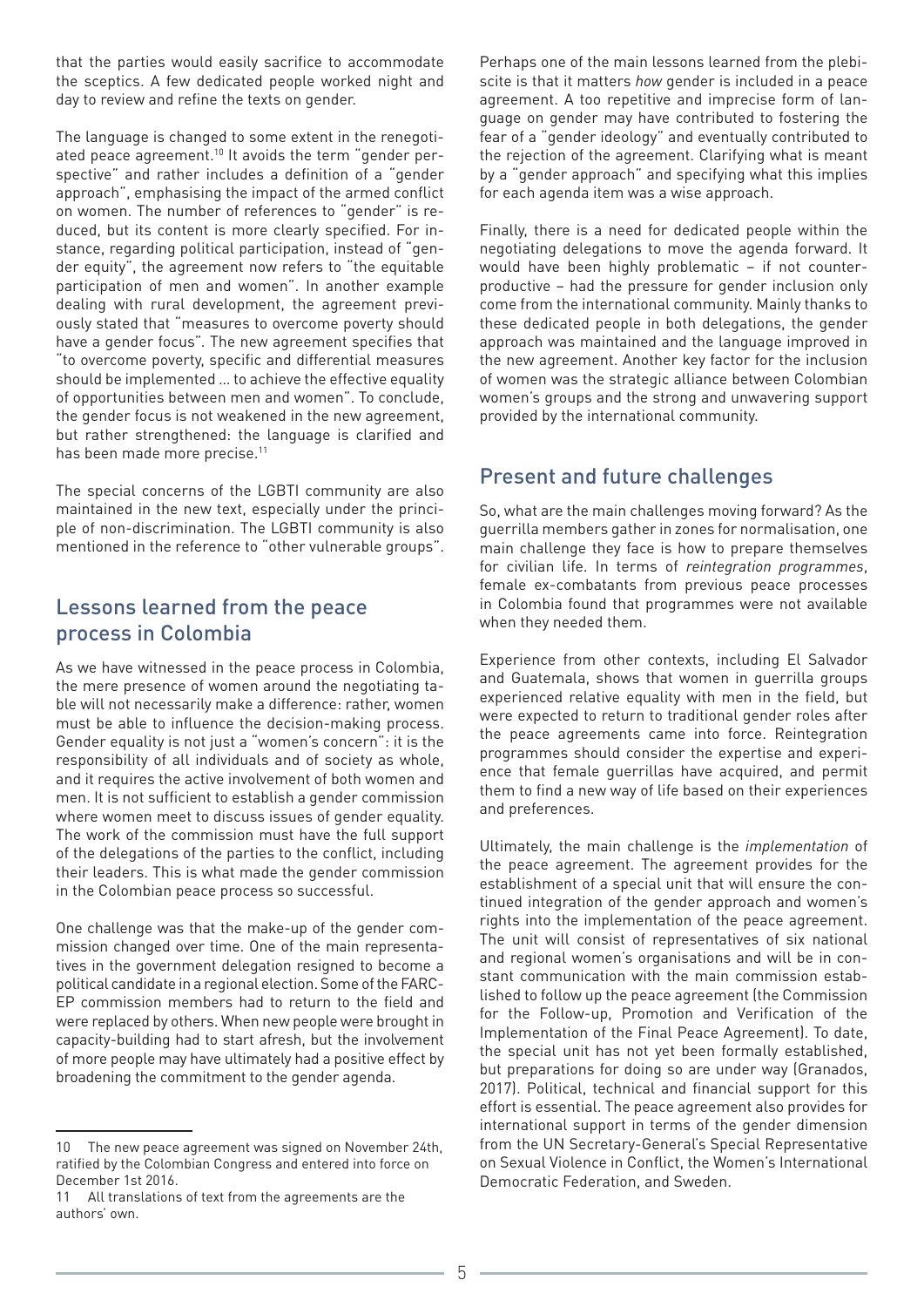that the parties would easily sacrifice to accommodate the sceptics. A few dedicated people worked night and day to review and refine the texts on gender.

The language is changed to some extent in the renegotiated peace agreement.[10] It avoids the term "gender perspective" and rather includes a definition of a "gender approach", emphasising the impact of the armed conflict on women. The number of references to "gender" is reduced, but its content is more clearly specified. For instance, regarding political participation, instead of "gender equity", the agreement now refers to "the equitable participation of men and women". In another example dealing with rural development, the agreement previously stated that "measures to overcome poverty should have a gender focus". The new agreement specifies that "to overcome poverty, specific and differential measures should be implemented … to achieve the effective equality of opportunities between men and women". To conclude, the gender focus is not weakened in the new agreement, but rather strengthened: the language is clarified and has been made more precise.[11]

The special concerns of the LGBTI community are also maintained in the new text, especially under the principle of non-discrimination. The LGBTI community is also mentioned in the reference to "other vulnerable groups".

## Lessons learned from the peace process in Colombia

As we have witnessed in the peace process in Colombia, the mere presence of women around the negotiating table will not necessarily make a difference: rather, women must be able to influence the decision-making process. Gender equality is not just a "women's concern": it is the responsibility of all individuals and of society as whole, and it requires the active involvement of both women and men. It is not sufficient to establish a gender commission where women meet to discuss issues of gender equality. The work of the commission must have the full support of the delegations of the parties to the conflict, including their leaders. This is what made the gender commission in the Colombian peace process so successful.

One challenge was that the make-up of the gender commission changed over time. One of the main representatives in the government delegation resigned to become a political candidate in a regional election. Some of the FARC-EP commission members had to return to the field and were replaced by others. When new people were brought in capacity-building had to start afresh, but the involvement of more people may have ultimately had a positive effect by broadening the commitment to the gender agenda.

Perhaps one of the main lessons learned from the plebiscite is that it matters *how* gender is included in a peace agreement. A too repetitive and imprecise form of language on gender may have contributed to fostering the fear of a "gender ideology" and eventually contributed to the rejection of the agreement. Clarifying what is meant by a "gender approach" and specifying what this implies for each agenda item was a wise approach.

Finally, there is a need for dedicated people within the negotiating delegations to move the agenda forward. It would have been highly problematic – if not counterproductive – had the pressure for gender inclusion only come from the international community. Mainly thanks to these dedicated people in both delegations, the gender approach was maintained and the language improved in the new agreement. Another key factor for the inclusion of women was the strategic alliance between Colombian women's groups and the strong and unwavering support provided by the international community.

## Present and future challenges

So, what are the main challenges moving forward? As the guerrilla members gather in zones for normalisation, one main challenge they face is how to prepare themselves for civilian life. In terms of *reintegration programmes*, female ex-combatants from previous peace processes in Colombia found that programmes were not available when they needed them.

Experience from other contexts, including El Salvador and Guatemala, shows that women in guerrilla groups experienced relative equality with men in the field, but were expected to return to traditional gender roles after the peace agreements came into force. Reintegration programmes should consider the expertise and experience that female guerrillas have acquired, and permit them to find a new way of life based on their experiences and preferences.

Ultimately, the main challenge is the *implementation* of the peace agreement. The agreement provides for the establishment of a special unit that will ensure the continued integration of the gender approach and women's rights into the implementation of the peace agreement. The unit will consist of representatives of six national and regional women's organisations and will be in constant communication with the main commission established to follow up the peace agreement (the Commission for the Follow-up, Promotion and Verification of the Implementation of the Final Peace Agreement). To date, the special unit has not yet been formally established, but preparations for doing so are under way (Granados, 2017). Political, technical and financial support for this effort is essential. The peace agreement also provides for international support in terms of the gender dimension from the UN Secretary-General's Special Representative on Sexual Violence in Conflict, the Women's International Democratic Federation, and Sweden.

---

10 The new peace agreement was signed on November 24th, ratified by the Colombian Congress and entered into force on December 1st 2016.

11 All translations of text from the agreements are the authors' own.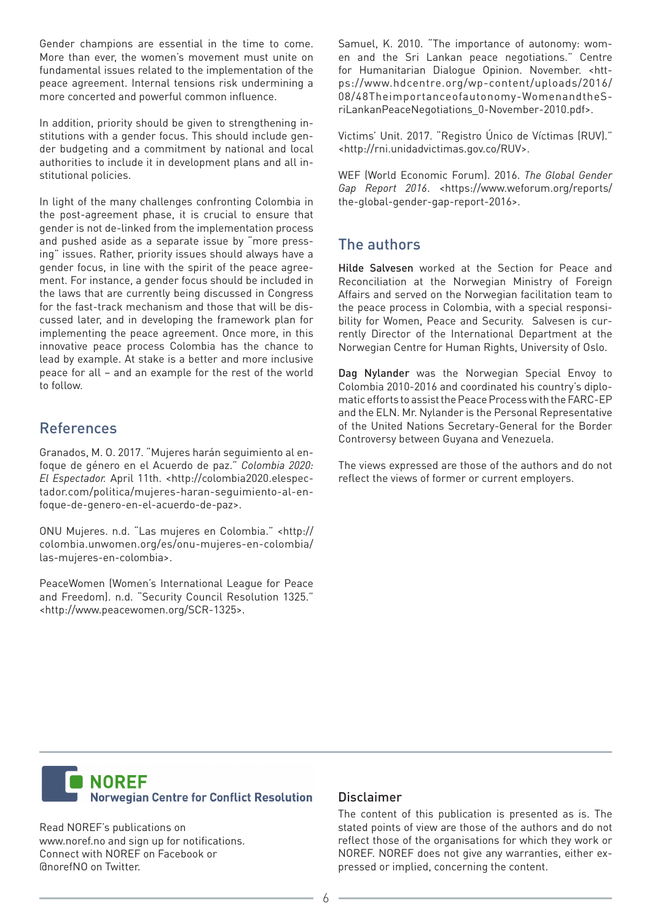Gender champions are essential in the time to come. More than ever, the women's movement must unite on fundamental issues related to the implementation of the peace agreement. Internal tensions risk undermining a more concerted and powerful common influence.

In addition, priority should be given to strengthening institutions with a gender focus. This should include gender budgeting and a commitment by national and local authorities to include it in development plans and all institutional policies.

In light of the many challenges confronting Colombia in the post-agreement phase, it is crucial to ensure that gender is not de-linked from the implementation process and pushed aside as a separate issue by "more pressing" issues. Rather, priority issues should always have a gender focus, in line with the spirit of the peace agreement. For instance, a gender focus should be included in the laws that are currently being discussed in Congress for the fast-track mechanism and those that will be discussed later, and in developing the framework plan for implementing the peace agreement. Once more, in this innovative peace process Colombia has the chance to lead by example. At stake is a better and more inclusive peace for all – and an example for the rest of the world to follow.

## References

Granados, M. O. 2017. "Mujeres harán seguimiento al enfoque de género en el Acuerdo de paz." *Colombia 2020: El Espectador.* April 11th. <http://colombia2020.elespectador.com/politica/mujeres-haran-seguimiento-al-enfoque-de-genero-en-el-acuerdo-de-paz>.

ONU Mujeres. n.d. "Las mujeres en Colombia." <http://colombia.unwomen.org/es/onu-mujeres-en-colombia/las-mujeres-en-colombia>.

PeaceWomen (Women's International League for Peace and Freedom). n.d. "Security Council Resolution 1325." <http://www.peacewomen.org/SCR-1325>.

Samuel, K. 2010. "The importance of autonomy: women and the Sri Lankan peace negotiations." Centre for Humanitarian Dialogue Opinion. November. <https://www.hdcentre.org/wp-content/uploads/2016/08/48TheimportanceofautonomyWomenandtheSriLankanPeaceNegotiations_0-November-2010.pdf>.

Victims' Unit. 2017. "Registro Único de Víctimas (RUV)." <http://rni.unidadvictimas.gov.co/RUV>.

WEF (World Economic Forum). 2016. *The Global Gender Gap Report 2016*. <https://www.weforum.org/reports/the-global-gender-gap-report-2016>.

## The authors

**Hilde Salvesen** worked at the Section for Peace and Reconciliation at the Norwegian Ministry of Foreign Affairs and served on the Norwegian facilitation team to the peace process in Colombia, with a special responsibility for Women, Peace and Security. Salvesen is currently Director of the International Department at the Norwegian Centre for Human Rights, University of Oslo.

**Dag Nylander** was the Norwegian Special Envoy to Colombia 2010-2016 and coordinated his country's diplomatic efforts to assist the Peace Process with the FARC-EP and the ELN. Mr. Nylander is the Personal Representative of the United Nations Secretary-General for the Border Controversy between Guyana and Venezuela.

The views expressed are those of the authors and do not reflect the views of former or current employers.

**NOREF**
**Norwegian Centre for Conflict Resolution**

Read NOREF's publications on www.noref.no and sign up for notifications. Connect with NOREF on Facebook or @norefNO on Twitter.

### Disclaimer

The content of this publication is presented as is. The stated points of view are those of the authors and do not reflect those of the organisations for which they work or NOREF. NOREF does not give any warranties, either expressed or implied, concerning the content.